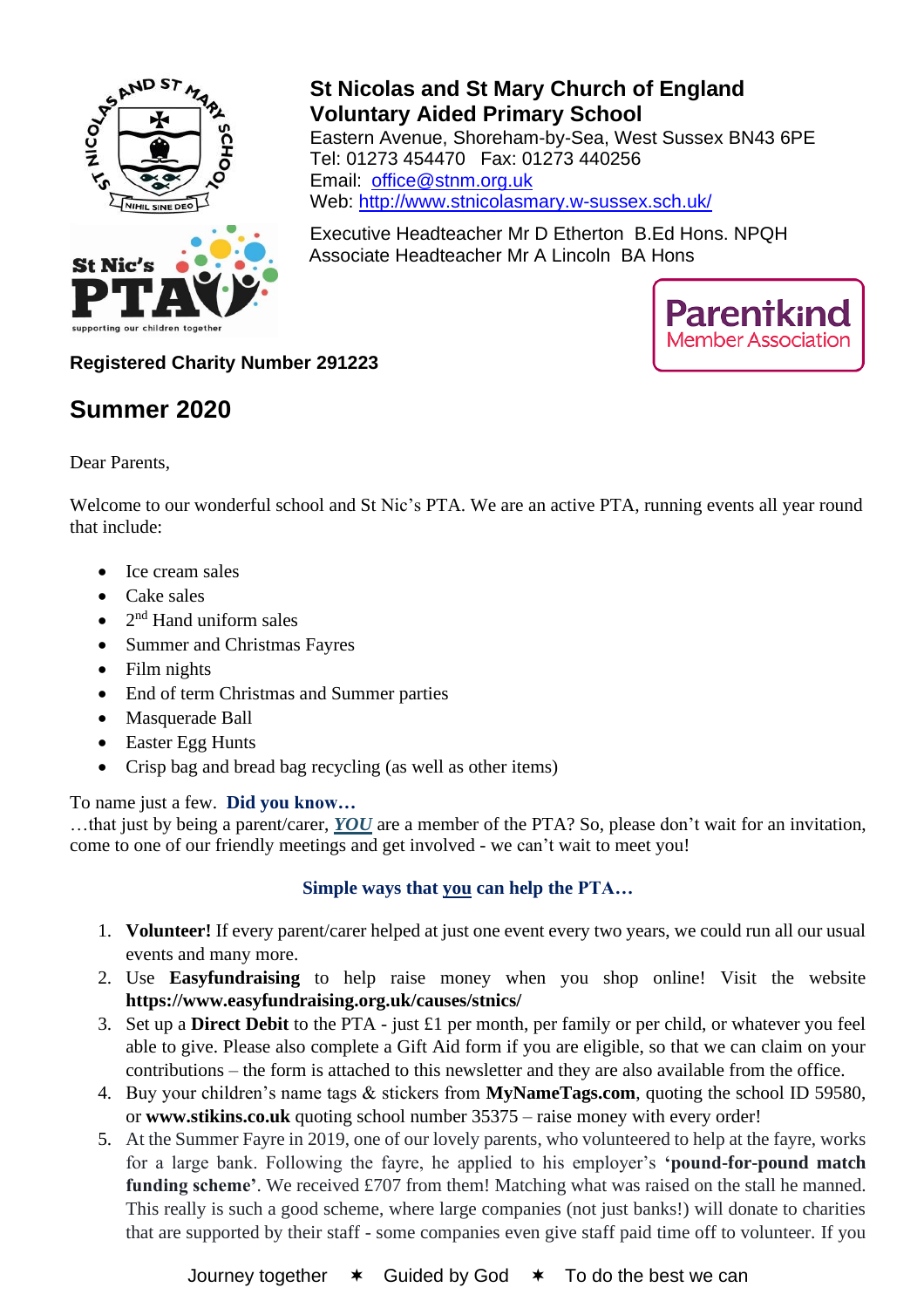# St Nicolas and St Mary Church of England Voluntary Aided Primary School

Eastern Avenue, Shoreham-by-Sea, West Sussex BN43 6PE
Tel: 01273 454470   Fax: 01273 440256
Email: office@stnm.org.uk
Web: http://www.stnicolasmary.w-sussex.sch.uk/

Executive Headteacher Mr D Etherton  B.Ed Hons. NPQH
Associate Headteacher Mr A Lincoln  BA Hons

Parentkind Member Association

**Registered Charity Number 291223**

## Summer 2020

Dear Parents,

Welcome to our wonderful school and St Nic's PTA. We are an active PTA, running events all year round that include:

- Ice cream sales
- Cake sales
- 2nd Hand uniform sales
- Summer and Christmas Fayres
- Film nights
- End of term Christmas and Summer parties
- Masquerade Ball
- Easter Egg Hunts
- Crisp bag and bread bag recycling (as well as other items)

To name just a few. **Did you know…**
…that just by being a parent/carer, ***YOU*** are a member of the PTA? So, please don't wait for an invitation, come to one of our friendly meetings and get involved - we can't wait to meet you!

**Simple ways that you can help the PTA…**

1. **Volunteer!** If every parent/carer helped at just one event every two years, we could run all our usual events and many more.
2. Use **Easyfundraising** to help raise money when you shop online! Visit the website **https://www.easyfundraising.org.uk/causes/stnics/**
3. Set up a **Direct Debit** to the PTA - just £1 per month, per family or per child, or whatever you feel able to give. Please also complete a Gift Aid form if you are eligible, so that we can claim on your contributions – the form is attached to this newsletter and they are also available from the office.
4. Buy your children's name tags & stickers from **MyNameTags.com**, quoting the school ID 59580, or **www.stikins.co.uk** quoting school number 35375 – raise money with every order!
5. At the Summer Fayre in 2019, one of our lovely parents, who volunteered to help at the fayre, works for a large bank. Following the fayre, he applied to his employer's **'pound-for-pound match funding scheme'**. We received £707 from them! Matching what was raised on the stall he manned. This really is such a good scheme, where large companies (not just banks!) will donate to charities that are supported by their staff - some companies even give staff paid time off to volunteer. If you

Journey together ✶ Guided by God ✶ To do the best we can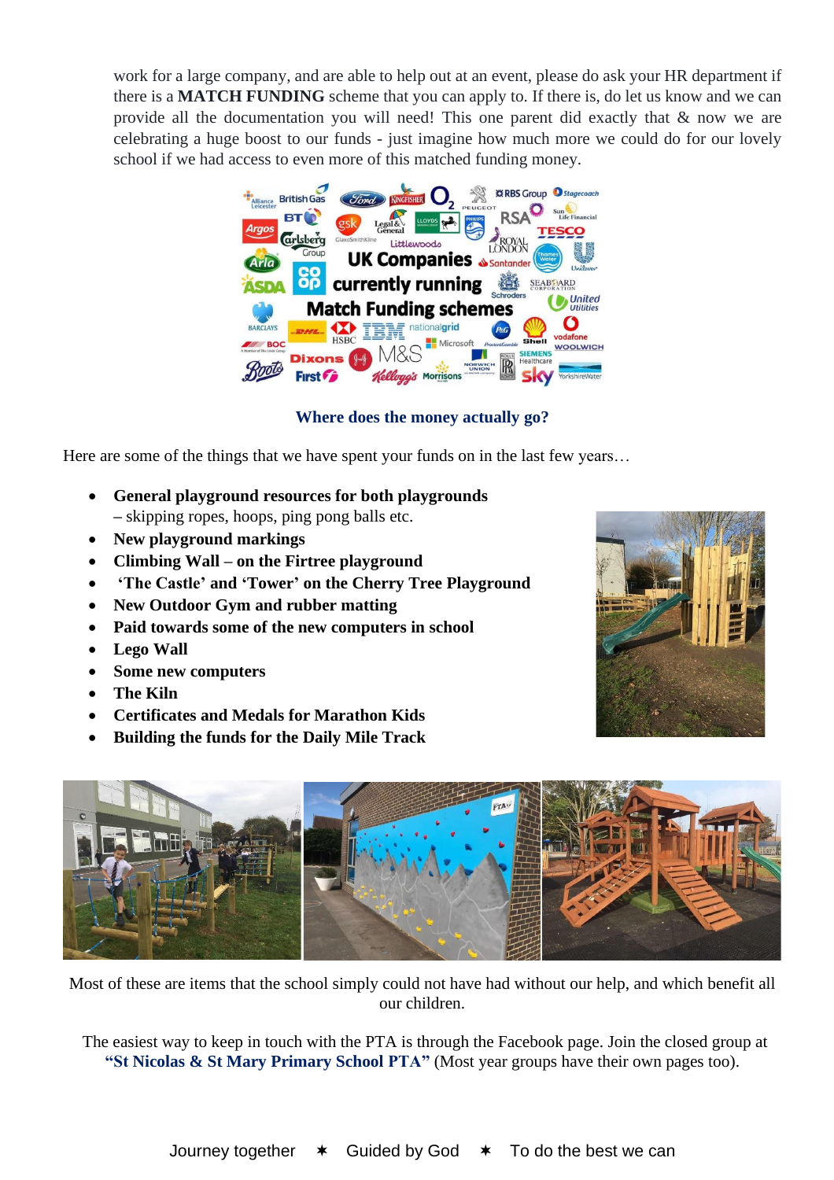work for a large company, and are able to help out at an event, please do ask your HR department if there is a **MATCH FUNDING** scheme that you can apply to. If there is, do let us know and we can provide all the documentation you will need! This one parent did exactly that & now we are celebrating a huge boost to our funds - just imagine how much more we could do for our lovely school if we had access to even more of this matched funding money.

### Where does the money actually go?

Here are some of the things that we have spent your funds on in the last few years…

- **General playground resources for both playgrounds** – skipping ropes, hoops, ping pong balls etc.
- **New playground markings**
- **Climbing Wall – on the Firtree playground**
- **'The Castle' and 'Tower' on the Cherry Tree Playground**
- **New Outdoor Gym and rubber matting**
- **Paid towards some of the new computers in school**
- **Lego Wall**
- **Some new computers**
- **The Kiln**
- **Certificates and Medals for Marathon Kids**
- **Building the funds for the Daily Mile Track**

Most of these are items that the school simply could not have had without our help, and which benefit all our children.

The easiest way to keep in touch with the PTA is through the Facebook page. Join the closed group at **"St Nicolas & St Mary Primary School PTA"** (Most year groups have their own pages too).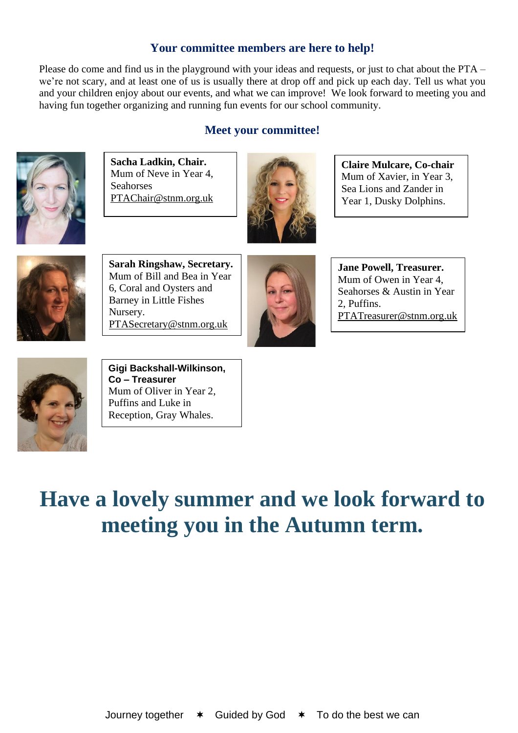## Your committee members are here to help!

Please do come and find us in the playground with your ideas and requests, or just to chat about the PTA – we're not scary, and at least one of us is usually there at drop off and pick up each day. Tell us what you and your children enjoy about our events, and what we can improve! We look forward to meeting you and having fun together organizing and running fun events for our school community.

## Meet your committee!

**Sacha Ladkin, Chair.**
Mum of Neve in Year 4, Seahorses
PTAChair@stnm.org.uk

**Claire Mulcare, Co-chair**
Mum of Xavier, in Year 3, Sea Lions and Zander in Year 1, Dusky Dolphins.

**Sarah Ringshaw, Secretary.**
Mum of Bill and Bea in Year 6, Coral and Oysters and Barney in Little Fishes Nursery.
PTASecretary@stnm.org.uk

**Jane Powell, Treasurer.**
Mum of Owen in Year 4, Seahorses & Austin in Year 2, Puffins.
PTATreasurer@stnm.org.uk

**Gigi Backshall-Wilkinson, Co – Treasurer**
Mum of Oliver in Year 2, Puffins and Luke in Reception, Gray Whales.

# Have a lovely summer and we look forward to meeting you in the Autumn term.

Journey together ✶ Guided by God ✶ To do the best we can